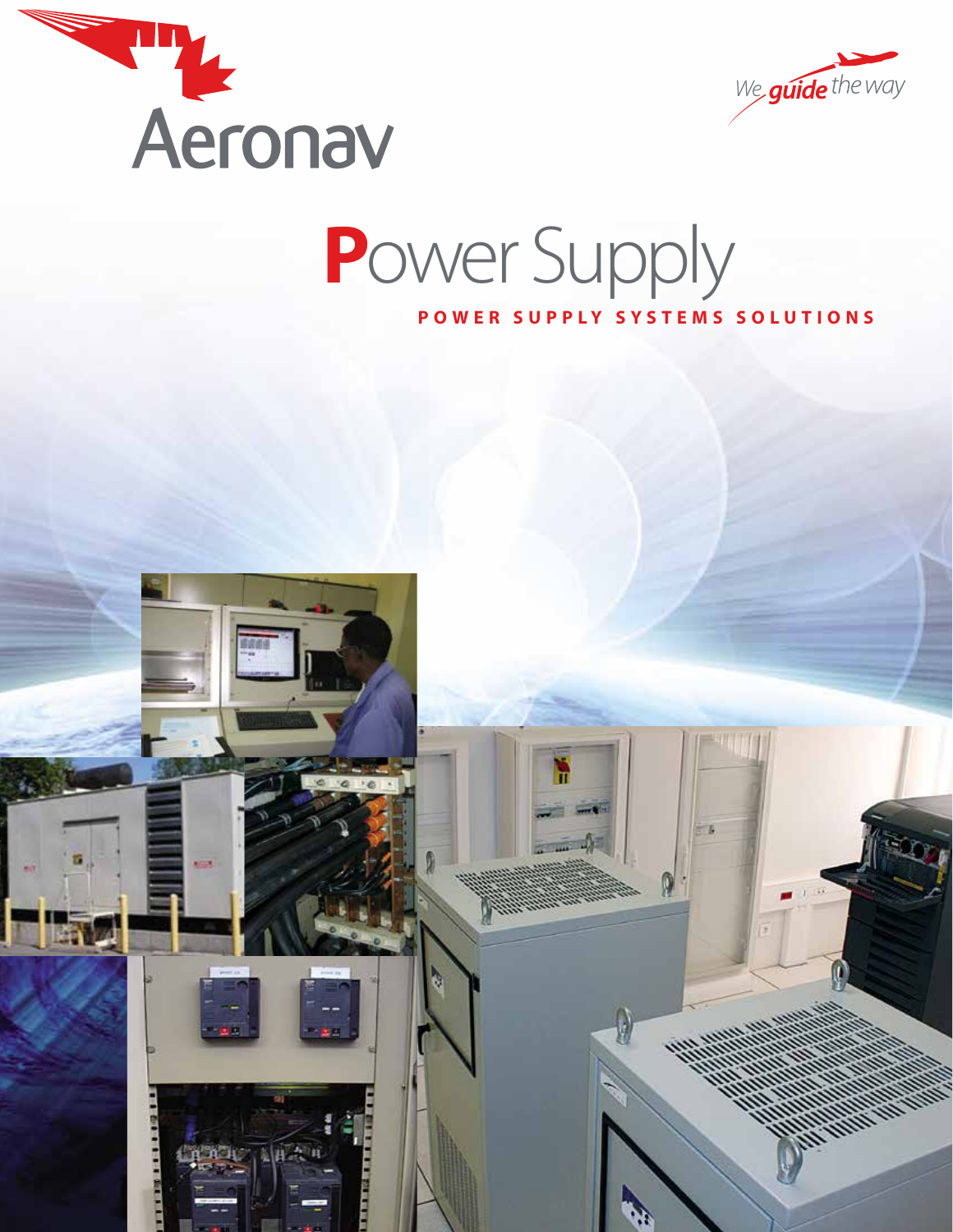Aeronav

*We guide the way*

# Power Supply

## POWER SUPPLY SYSTEMS SOLUTIONS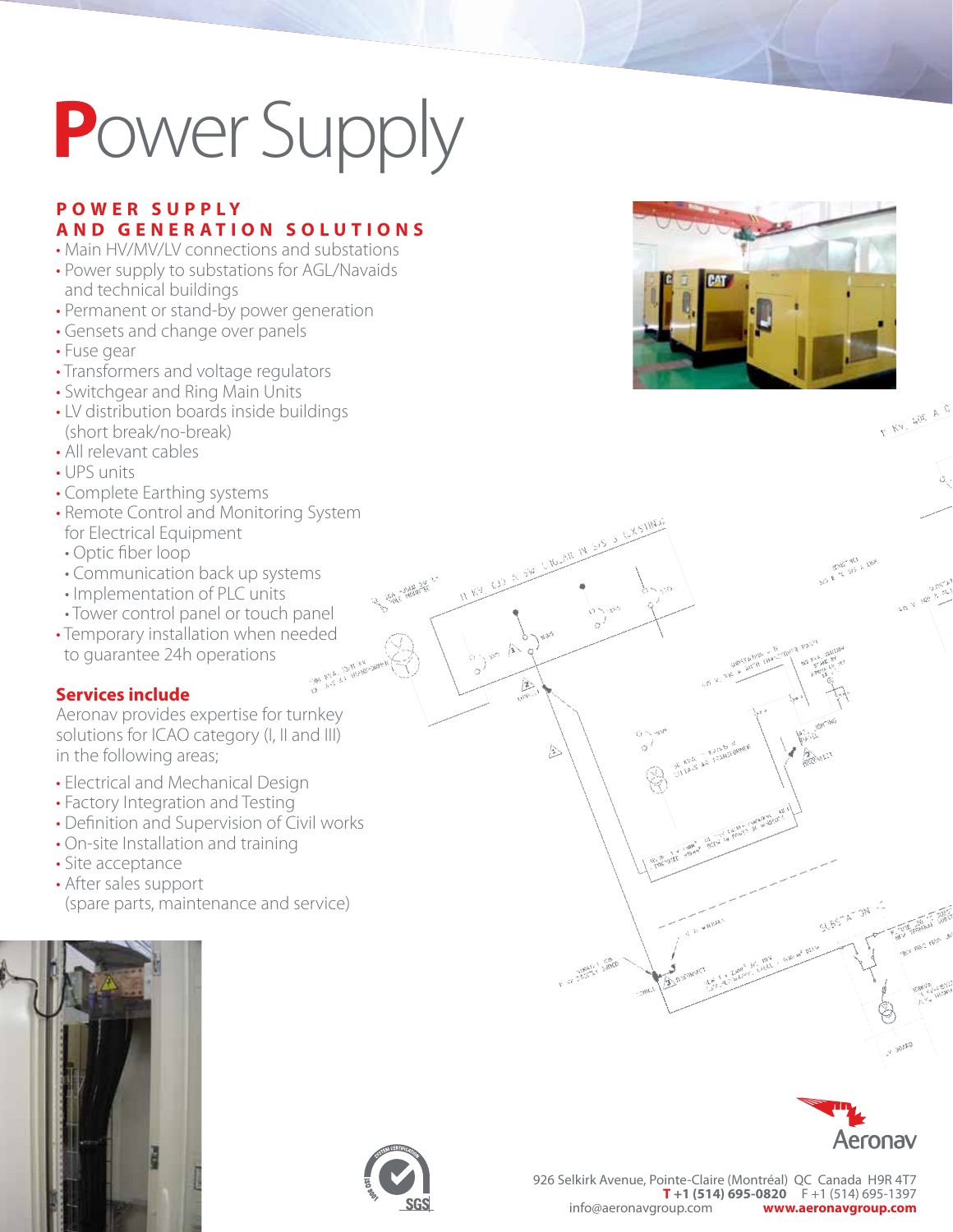# Power Supply

## POWER SUPPLY AND GENERATION SOLUTIONS

- Main HV/MV/LV connections and substations
- Power supply to substations for AGL/Navaids and technical buildings
- Permanent or stand-by power generation
- Gensets and change over panels
- Fuse gear
- Transformers and voltage regulators
- Switchgear and Ring Main Units
- LV distribution boards inside buildings (short break/no-break)
- All relevant cables
- UPS units
- Complete Earthing systems
- Remote Control and Monitoring System for Electrical Equipment
  - Optic fiber loop
  - Communication back up systems
  - Implementation of PLC units
  - Tower control panel or touch panel
- Temporary installation when needed to guarantee 24h operations

## Services include

Aeronav provides expertise for turnkey solutions for ICAO category (I, II and III) in the following areas;

- Electrical and Mechanical Design
- Factory Integration and Testing
- Definition and Supervision of Civil works
- On-site Installation and training
- Site acceptance
- After sales support (spare parts, maintenance and service)

Aeronav

926 Selkirk Avenue, Pointe-Claire (Montréal) QC Canada H9R 4T7
**T +1 (514) 695-0820** F +1 (514) 695-1397
info@aeronavgroup.com **www.aeronavgroup.com**